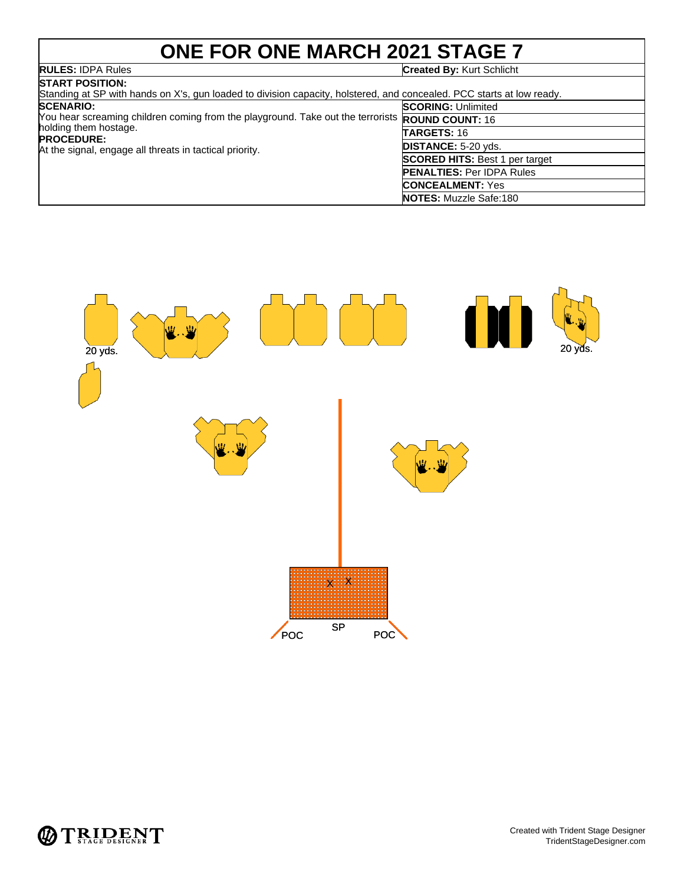# ONE FOR ONE MARCH 2021 STAGE 7

| | |
|---|---|
| **RULES:** IDPA Rules | **Created By:** Kurt Schlicht |

**START POSITION:**
Standing at SP with hands on X's, gun loaded to division capacity, holstered, and concealed. PCC starts at low ready.

**SCENARIO:**
You hear screaming children coming from the playground. Take out the terrorists holding them hostage.

**PROCEDURE:**
At the signal, engage all threats in tactical priority.

| | |
|---|---|
| **SCORING:** | Unlimited |
| **ROUND COUNT:** | 16 |
| **TARGETS:** | 16 |
| **DISTANCE:** | 5-20 yds. |
| **SCORED HITS:** | Best 1 per target |
| **PENALTIES:** | Per IDPA Rules |
| **CONCEALMENT:** | Yes |
| **NOTES:** | Muzzle Safe:180 |

20 yds.

20 yds.

X X

SP

POC

POC

Created with Trident Stage Designer
TridentStageDesigner.com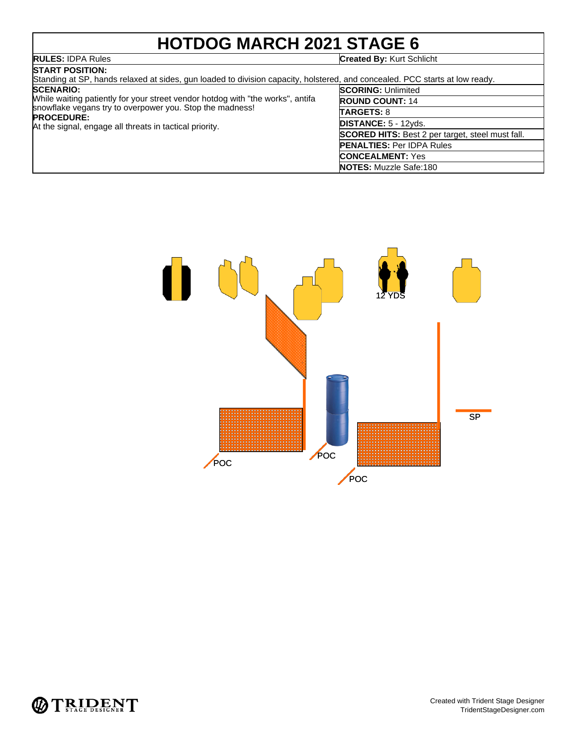# HOTDOG MARCH 2021 STAGE 6

| | |
|---|---|
| **RULES:** IDPA Rules | **Created By:** Kurt Schlicht |

**START POSITION:**
Standing at SP, hands relaxed at sides, gun loaded to division capacity, holstered, and concealed. PCC starts at low ready.

**SCENARIO:**
While waiting patiently for your street vendor hotdog with "the works", antifa snowflake vegans try to overpower you. Stop the madness!

**PROCEDURE:**
At the signal, engage all threats in tactical priority.

| | |
|---|---|
| **SCORING:** | Unlimited |
| **ROUND COUNT:** | 14 |
| **TARGETS:** | 8 |
| **DISTANCE:** | 5 - 12yds. |
| **SCORED HITS:** | Best 2 per target, steel must fall. |
| **PENALTIES:** | Per IDPA Rules |
| **CONCEALMENT:** | Yes |
| **NOTES:** | Muzzle Safe:180 |

12 YDS

SP

POC

POC

POC

Created with Trident Stage Designer
TridentStageDesigner.com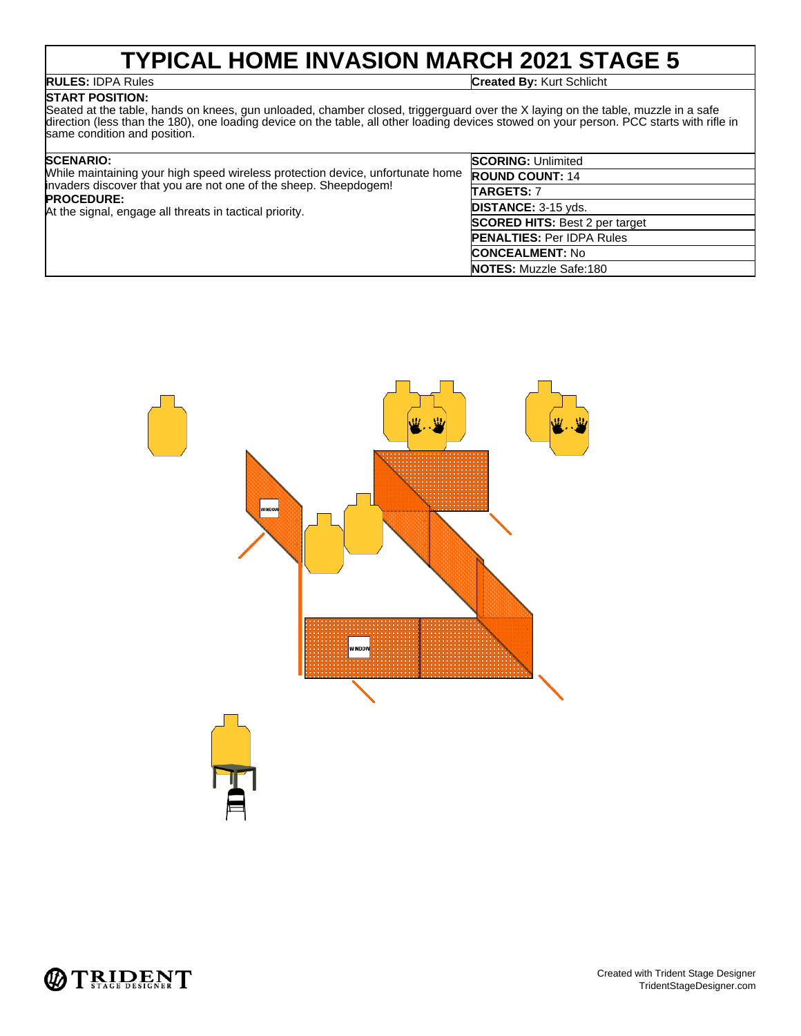# TYPICAL HOME INVASION MARCH 2021 STAGE 5

**RULES:** IDPA Rules

**Created By:** Kurt Schlicht

**START POSITION:**
Seated at the table, hands on knees, gun unloaded, chamber closed, triggerguard over the X laying on the table, muzzle in a safe direction (less than the 180), one loading device on the table, all other loading devices stowed on your person. PCC starts with rifle in same condition and position.

**SCENARIO:**
While maintaining your high speed wireless protection device, unfortunate home invaders discover that you are not one of the sheep. Sheepdogem!

**PROCEDURE:**
At the signal, engage all threats in tactical priority.

**SCORING:** Unlimited

**ROUND COUNT:** 14

**TARGETS:** 7

**DISTANCE:** 3-15 yds.

**SCORED HITS:** Best 2 per target

**PENALTIES:** Per IDPA Rules

**CONCEALMENT:** No

**NOTES:** Muzzle Safe:180

WINDOW

WINDOW

Created with Trident Stage Designer
TridentStageDesigner.com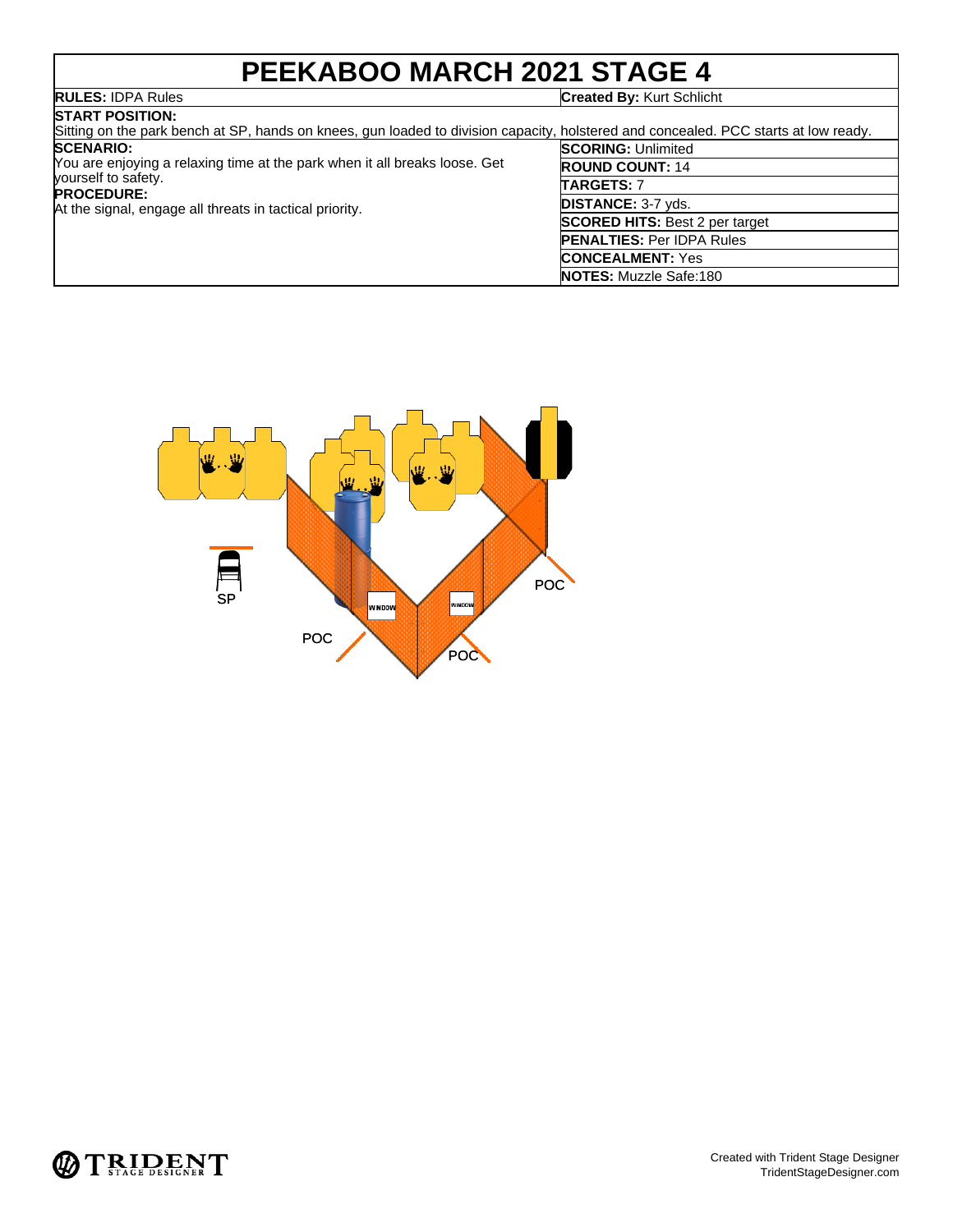# PEEKABOO MARCH 2021 STAGE 4

**RULES:** IDPA Rules

**Created By:** Kurt Schlicht

**START POSITION:**
Sitting on the park bench at SP, hands on knees, gun loaded to division capacity, holstered and concealed. PCC starts at low ready.

**SCENARIO:**
You are enjoying a relaxing time at the park when it all breaks loose. Get yourself to safety.

**PROCEDURE:**
At the signal, engage all threats in tactical priority.

**SCORING:** Unlimited
**ROUND COUNT:** 14
**TARGETS:** 7
**DISTANCE:** 3-7 yds.
**SCORED HITS:** Best 2 per target
**PENALTIES:** Per IDPA Rules
**CONCEALMENT:** Yes
**NOTES:** Muzzle Safe:180

SP

POC

WINDOW

WINDOW

POC

POC

Created with Trident Stage Designer
TridentStageDesigner.com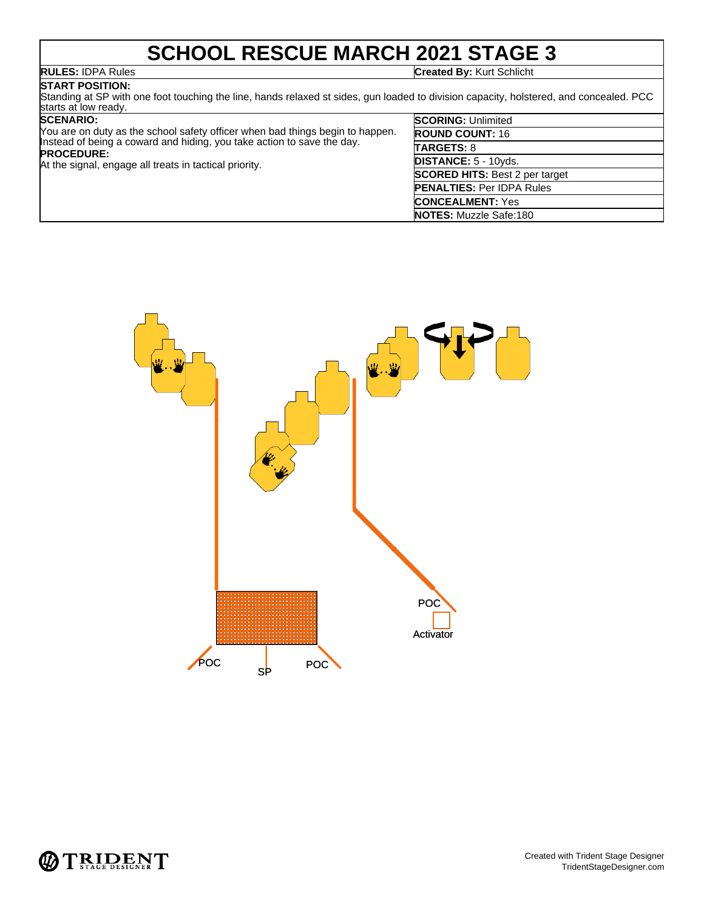# SCHOOL RESCUE MARCH 2021 STAGE 3

**RULES:** IDPA Rules

**Created By:** Kurt Schlicht

**START POSITION:**
Standing at SP with one foot touching the line, hands relaxed st sides, gun loaded to division capacity, holstered, and concealed. PCC starts at low ready.

**SCENARIO:**
You are on duty as the school safety officer when bad things begin to happen. Instead of being a coward and hiding, you take action to save the day.

**PROCEDURE:**
At the signal, engage all treats in tactical priority.

| | |
|---|---|
| **SCORING:** | Unlimited |
| **ROUND COUNT:** | 16 |
| **TARGETS:** | 8 |
| **DISTANCE:** | 5 - 10yds. |
| **SCORED HITS:** | Best 2 per target |
| **PENALTIES:** | Per IDPA Rules |
| **CONCEALMENT:** | Yes |
| **NOTES:** | Muzzle Safe:180 |

POC

Activator

POC

SP

POC

Created with Trident Stage Designer
TridentStageDesigner.com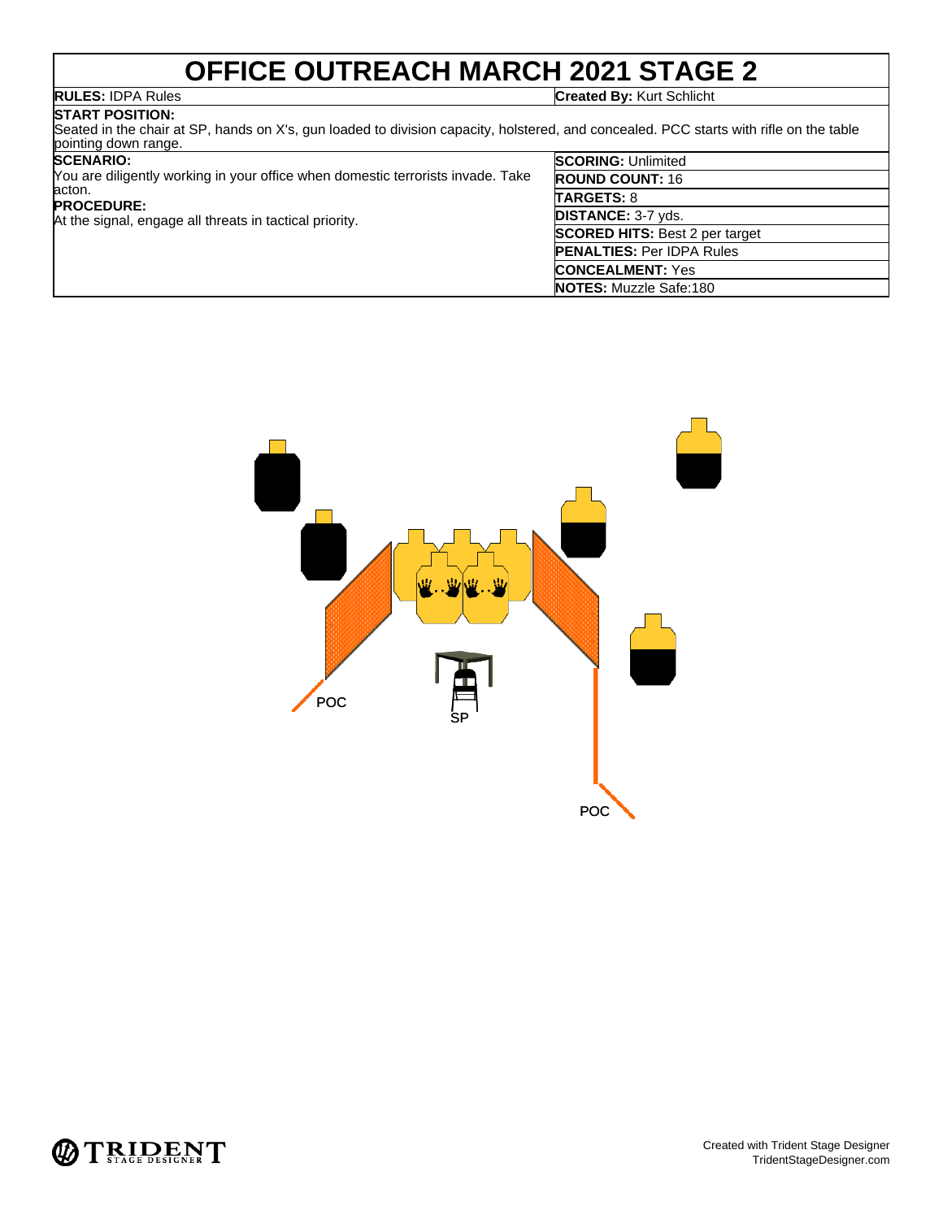# OFFICE OUTREACH MARCH 2021 STAGE 2

**RULES:** IDPA Rules

**Created By:** Kurt Schlicht

**START POSITION:**
Seated in the chair at SP, hands on X's, gun loaded to division capacity, holstered, and concealed. PCC starts with rifle on the table pointing down range.

**SCENARIO:**
You are diligently working in your office when domestic terrorists invade. Take acton.

**PROCEDURE:**
At the signal, engage all threats in tactical priority.

**SCORING:** Unlimited

**ROUND COUNT:** 16

**TARGETS:** 8

**DISTANCE:** 3-7 yds.

**SCORED HITS:** Best 2 per target

**PENALTIES:** Per IDPA Rules

**CONCEALMENT:** Yes

**NOTES:** Muzzle Safe:180

POC

SP

POC

Created with Trident Stage Designer
TridentStageDesigner.com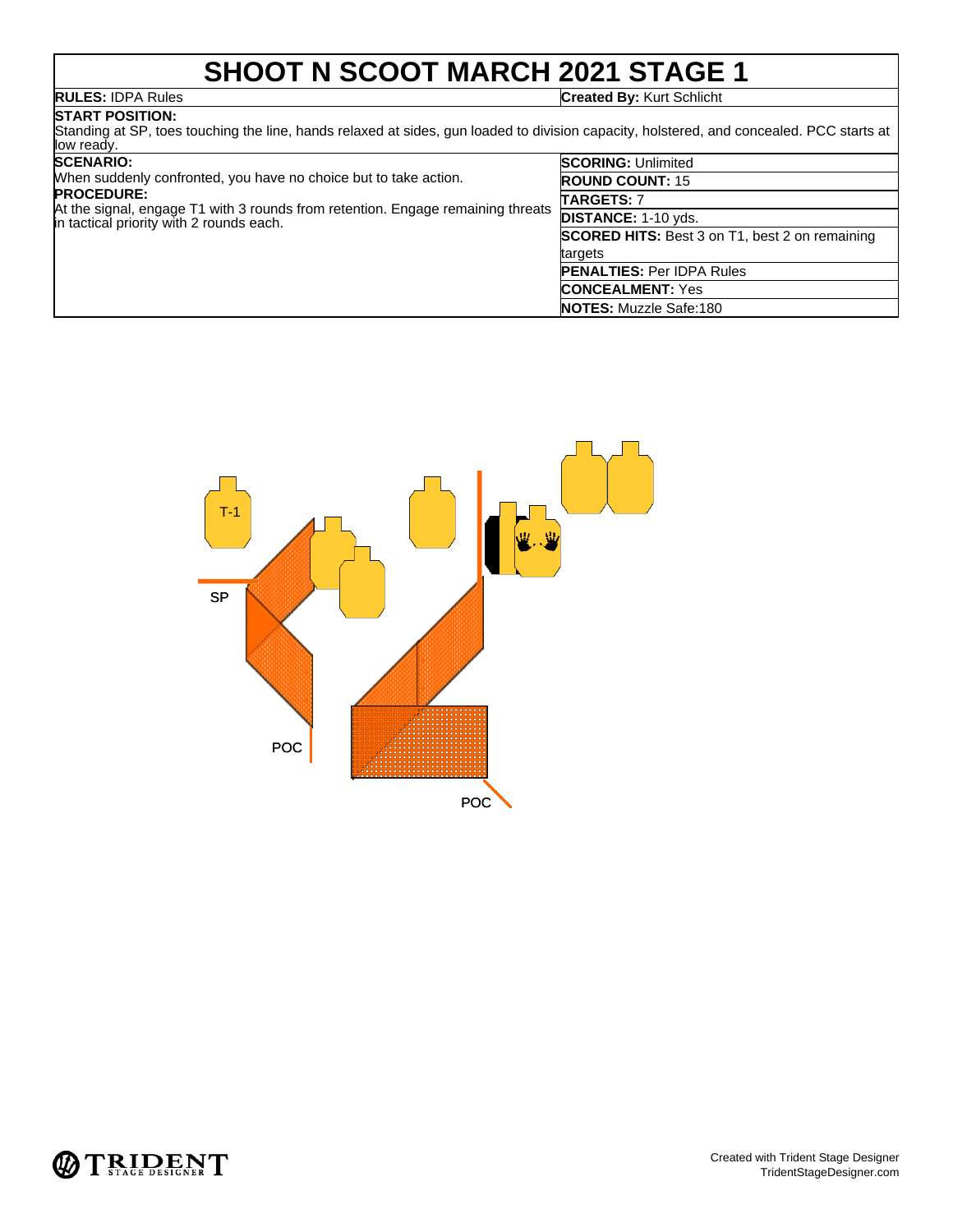# SHOOT N SCOOT MARCH 2021 STAGE 1

**RULES:** IDPA Rules

**Created By:** Kurt Schlicht

**START POSITION:**
Standing at SP, toes touching the line, hands relaxed at sides, gun loaded to division capacity, holstered, and concealed. PCC starts at low ready.

**SCENARIO:**
When suddenly confronted, you have no choice but to take action.

**PROCEDURE:**
At the signal, engage T1 with 3 rounds from retention. Engage remaining threats in tactical priority with 2 rounds each.

**SCORING:** Unlimited

**ROUND COUNT:** 15

**TARGETS:** 7

**DISTANCE:** 1-10 yds.

**SCORED HITS:** Best 3 on T1, best 2 on remaining targets

**PENALTIES:** Per IDPA Rules

**CONCEALMENT:** Yes

**NOTES:** Muzzle Safe:180

T-1

SP

POC

POC

Created with Trident Stage Designer
TridentStageDesigner.com